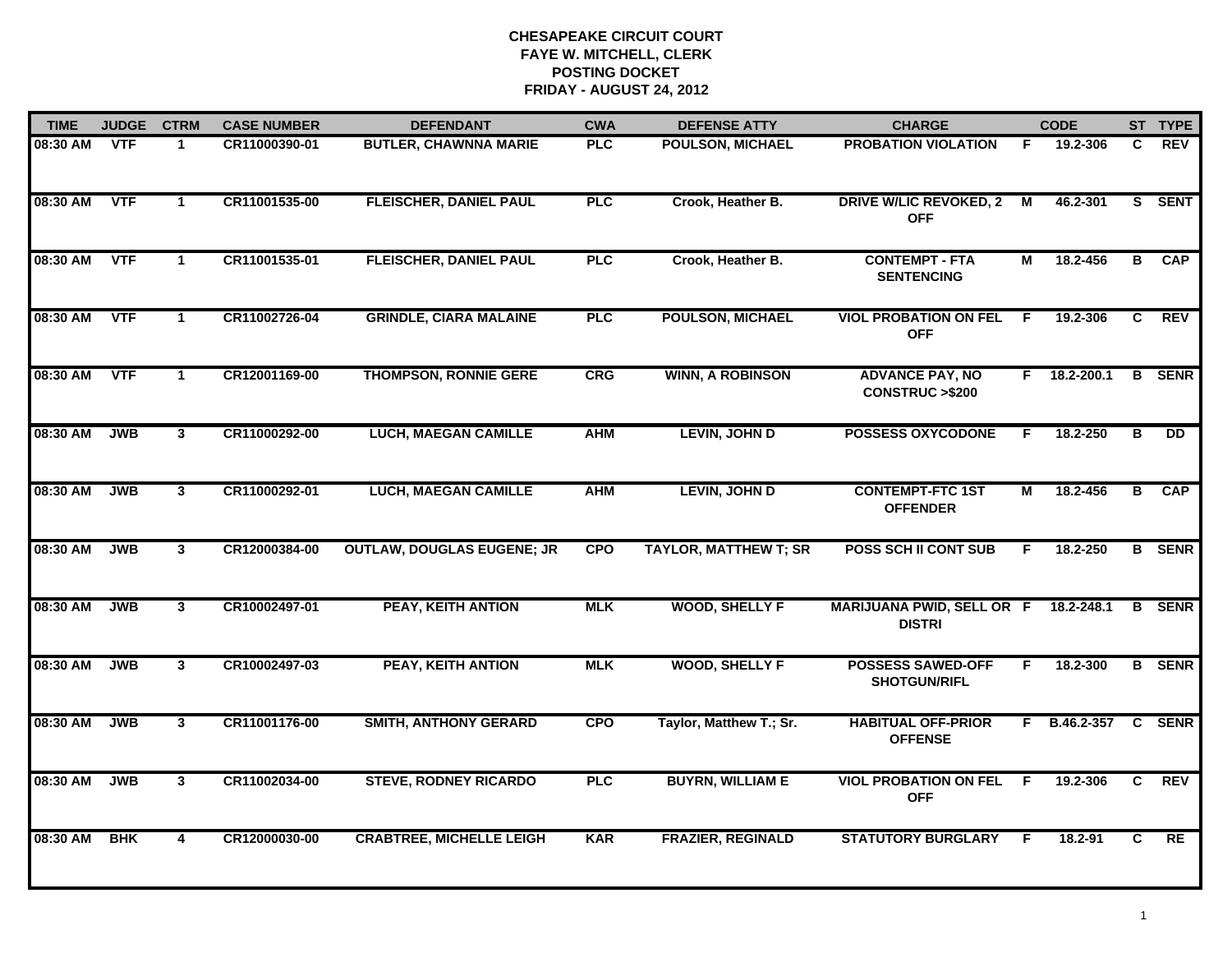**CHESAPEAKE CIRCUIT COURT**
**FAYE W. MITCHELL, CLERK**
**POSTING DOCKET**
**FRIDAY - AUGUST 24, 2012**

| TIME | JUDGE | CTRM | CASE NUMBER | DEFENDANT | CWA | DEFENSE ATTY | CHARGE | | CODE | ST | TYPE |
|---|---|---|---|---|---|---|---|---|---|---|---|
| 08:30 AM | VTF | 1 | CR11000390-01 | BUTLER, CHAWNNA MARIE | PLC | POULSON, MICHAEL | PROBATION VIOLATION | F | 19.2-306 | C | REV |
| 08:30 AM | VTF | 1 | CR11001535-00 | FLEISCHER, DANIEL PAUL | PLC | Crook, Heather B. | DRIVE W/LIC REVOKED, 2 OFF | M | 46.2-301 | S | SENT |
| 08:30 AM | VTF | 1 | CR11001535-01 | FLEISCHER, DANIEL PAUL | PLC | Crook, Heather B. | CONTEMPT - FTA SENTENCING | M | 18.2-456 | B | CAP |
| 08:30 AM | VTF | 1 | CR11002726-04 | GRINDLE, CIARA MALAINE | PLC | POULSON, MICHAEL | VIOL PROBATION ON FEL OFF | F | 19.2-306 | C | REV |
| 08:30 AM | VTF | 1 | CR12001169-00 | THOMPSON, RONNIE GERE | CRG | WINN, A ROBINSON | ADVANCE PAY, NO CONSTRUC >$200 | F | 18.2-200.1 | B | SENR |
| 08:30 AM | JWB | 3 | CR11000292-00 | LUCH, MAEGAN CAMILLE | AHM | LEVIN, JOHN D | POSSESS OXYCODONE | F | 18.2-250 | B | DD |
| 08:30 AM | JWB | 3 | CR11000292-01 | LUCH, MAEGAN CAMILLE | AHM | LEVIN, JOHN D | CONTEMPT-FTC 1ST OFFENDER | M | 18.2-456 | B | CAP |
| 08:30 AM | JWB | 3 | CR12000384-00 | OUTLAW, DOUGLAS EUGENE; JR | CPO | TAYLOR, MATTHEW T; SR | POSS SCH II CONT SUB | F | 18.2-250 | B | SENR |
| 08:30 AM | JWB | 3 | CR10002497-01 | PEAY, KEITH ANTION | MLK | WOOD, SHELLY F | MARIJUANA PWID, SELL OR DISTRI | F | 18.2-248.1 | B | SENR |
| 08:30 AM | JWB | 3 | CR10002497-03 | PEAY, KEITH ANTION | MLK | WOOD, SHELLY F | POSSESS SAWED-OFF SHOTGUN/RIFL | F | 18.2-300 | B | SENR |
| 08:30 AM | JWB | 3 | CR11001176-00 | SMITH, ANTHONY GERARD | CPO | Taylor, Matthew T.; Sr. | HABITUAL OFF-PRIOR OFFENSE | F | B.46.2-357 | C | SENR |
| 08:30 AM | JWB | 3 | CR11002034-00 | STEVE, RODNEY RICARDO | PLC | BUYRN, WILLIAM E | VIOL PROBATION ON FEL OFF | F | 19.2-306 | C | REV |
| 08:30 AM | BHK | 4 | CR12000030-00 | CRABTREE, MICHELLE LEIGH | KAR | FRAZIER, REGINALD | STATUTORY BURGLARY | F | 18.2-91 | C | RE |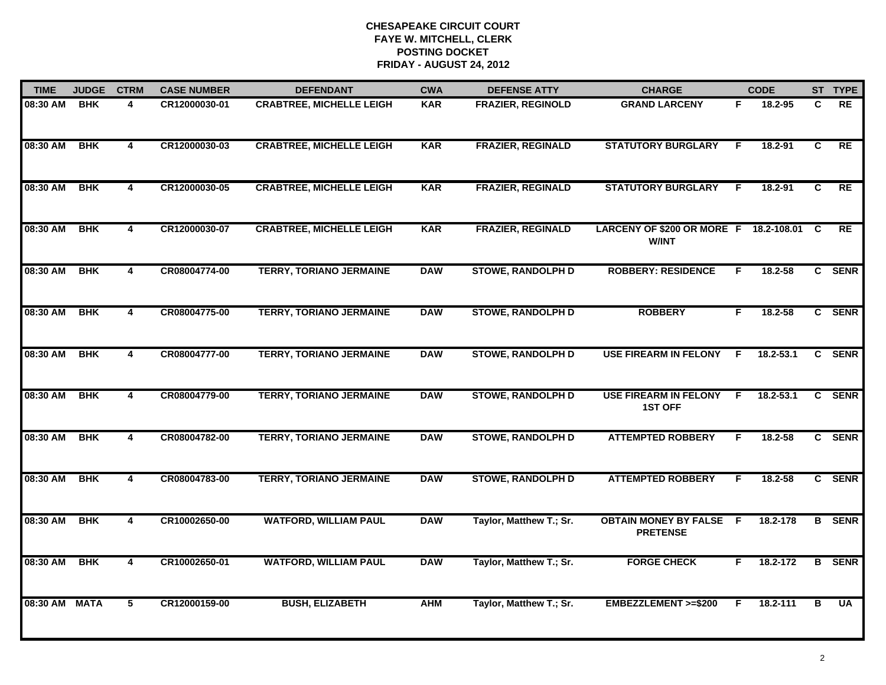# CHESAPEAKE CIRCUIT COURT
## FAYE W. MITCHELL, CLERK
## POSTING DOCKET
## FRIDAY - AUGUST 24, 2012

| TIME | JUDGE | CTRM | CASE NUMBER | DEFENDANT | CWA | DEFENSE ATTY | CHARGE | | CODE | ST | TYPE |
|---|---|---|---|---|---|---|---|---|---|---|---|
| 08:30 AM | BHK | 4 | CR12000030-01 | CRABTREE, MICHELLE LEIGH | KAR | FRAZIER, REGINOLD | GRAND LARCENY | F | 18.2-95 | C | RE |
| 08:30 AM | BHK | 4 | CR12000030-03 | CRABTREE, MICHELLE LEIGH | KAR | FRAZIER, REGINALD | STATUTORY BURGLARY | F | 18.2-91 | C | RE |
| 08:30 AM | BHK | 4 | CR12000030-05 | CRABTREE, MICHELLE LEIGH | KAR | FRAZIER, REGINALD | STATUTORY BURGLARY | F | 18.2-91 | C | RE |
| 08:30 AM | BHK | 4 | CR12000030-07 | CRABTREE, MICHELLE LEIGH | KAR | FRAZIER, REGINALD | LARCENY OF $200 OR MORE W/INT | F | 18.2-108.01 | C | RE |
| 08:30 AM | BHK | 4 | CR08004774-00 | TERRY, TORIANO JERMAINE | DAW | STOWE, RANDOLPH D | ROBBERY: RESIDENCE | F | 18.2-58 | C | SENR |
| 08:30 AM | BHK | 4 | CR08004775-00 | TERRY, TORIANO JERMAINE | DAW | STOWE, RANDOLPH D | ROBBERY | F | 18.2-58 | C | SENR |
| 08:30 AM | BHK | 4 | CR08004777-00 | TERRY, TORIANO JERMAINE | DAW | STOWE, RANDOLPH D | USE FIREARM IN FELONY | F | 18.2-53.1 | C | SENR |
| 08:30 AM | BHK | 4 | CR08004779-00 | TERRY, TORIANO JERMAINE | DAW | STOWE, RANDOLPH D | USE FIREARM IN FELONY 1ST OFF | F | 18.2-53.1 | C | SENR |
| 08:30 AM | BHK | 4 | CR08004782-00 | TERRY, TORIANO JERMAINE | DAW | STOWE, RANDOLPH D | ATTEMPTED ROBBERY | F | 18.2-58 | C | SENR |
| 08:30 AM | BHK | 4 | CR08004783-00 | TERRY, TORIANO JERMAINE | DAW | STOWE, RANDOLPH D | ATTEMPTED ROBBERY | F | 18.2-58 | C | SENR |
| 08:30 AM | BHK | 4 | CR10002650-00 | WATFORD, WILLIAM PAUL | DAW | Taylor, Matthew T.; Sr. | OBTAIN MONEY BY FALSE PRETENSE | F | 18.2-178 | B | SENR |
| 08:30 AM | BHK | 4 | CR10002650-01 | WATFORD, WILLIAM PAUL | DAW | Taylor, Matthew T.; Sr. | FORGE CHECK | F | 18.2-172 | B | SENR |
| 08:30 AM | MATA | 5 | CR12000159-00 | BUSH, ELIZABETH | AHM | Taylor, Matthew T.; Sr. | EMBEZZLEMENT >=$200 | F | 18.2-111 | B | UA |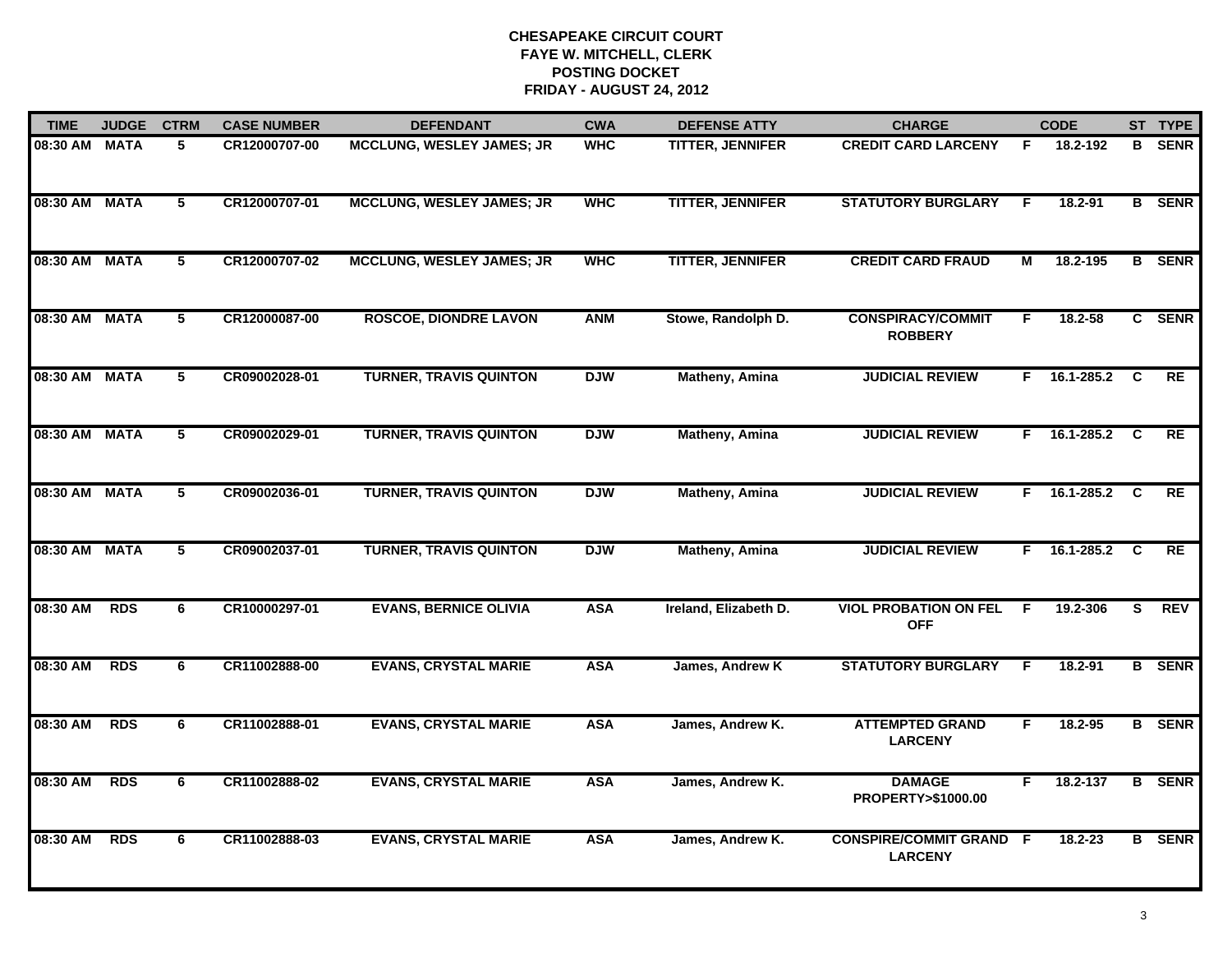**CHESAPEAKE CIRCUIT COURT**
**FAYE W. MITCHELL, CLERK**
**POSTING DOCKET**
**FRIDAY - AUGUST 24, 2012**

| TIME | JUDGE | CTRM | CASE NUMBER | DEFENDANT | CWA | DEFENSE ATTY | CHARGE | | CODE | ST | TYPE |
|---|---|---|---|---|---|---|---|---|---|---|---|
| 08:30 AM | MATA | 5 | CR12000707-00 | MCCLUNG, WESLEY JAMES; JR | WHC | TITTER, JENNIFER | CREDIT CARD LARCENY | F | 18.2-192 | B | SENR |
| 08:30 AM | MATA | 5 | CR12000707-01 | MCCLUNG, WESLEY JAMES; JR | WHC | TITTER, JENNIFER | STATUTORY BURGLARY | F | 18.2-91 | B | SENR |
| 08:30 AM | MATA | 5 | CR12000707-02 | MCCLUNG, WESLEY JAMES; JR | WHC | TITTER, JENNIFER | CREDIT CARD FRAUD | M | 18.2-195 | B | SENR |
| 08:30 AM | MATA | 5 | CR12000087-00 | ROSCOE, DIONDRE LAVON | ANM | Stowe, Randolph D. | CONSPIRACY/COMMIT ROBBERY | F | 18.2-58 | C | SENR |
| 08:30 AM | MATA | 5 | CR09002028-01 | TURNER, TRAVIS QUINTON | DJW | Matheny, Amina | JUDICIAL REVIEW | F | 16.1-285.2 | C | RE |
| 08:30 AM | MATA | 5 | CR09002029-01 | TURNER, TRAVIS QUINTON | DJW | Matheny, Amina | JUDICIAL REVIEW | F | 16.1-285.2 | C | RE |
| 08:30 AM | MATA | 5 | CR09002036-01 | TURNER, TRAVIS QUINTON | DJW | Matheny, Amina | JUDICIAL REVIEW | F | 16.1-285.2 | C | RE |
| 08:30 AM | MATA | 5 | CR09002037-01 | TURNER, TRAVIS QUINTON | DJW | Matheny, Amina | JUDICIAL REVIEW | F | 16.1-285.2 | C | RE |
| 08:30 AM | RDS | 6 | CR10000297-01 | EVANS, BERNICE OLIVIA | ASA | Ireland, Elizabeth D. | VIOL PROBATION ON FEL OFF | F | 19.2-306 | S | REV |
| 08:30 AM | RDS | 6 | CR11002888-00 | EVANS, CRYSTAL MARIE | ASA | James, Andrew K | STATUTORY BURGLARY | F | 18.2-91 | B | SENR |
| 08:30 AM | RDS | 6 | CR11002888-01 | EVANS, CRYSTAL MARIE | ASA | James, Andrew K. | ATTEMPTED GRAND LARCENY | F | 18.2-95 | B | SENR |
| 08:30 AM | RDS | 6 | CR11002888-02 | EVANS, CRYSTAL MARIE | ASA | James, Andrew K. | DAMAGE PROPERTY>$1000.00 | F | 18.2-137 | B | SENR |
| 08:30 AM | RDS | 6 | CR11002888-03 | EVANS, CRYSTAL MARIE | ASA | James, Andrew K. | CONSPIRE/COMMIT GRAND LARCENY | F | 18.2-23 | B | SENR |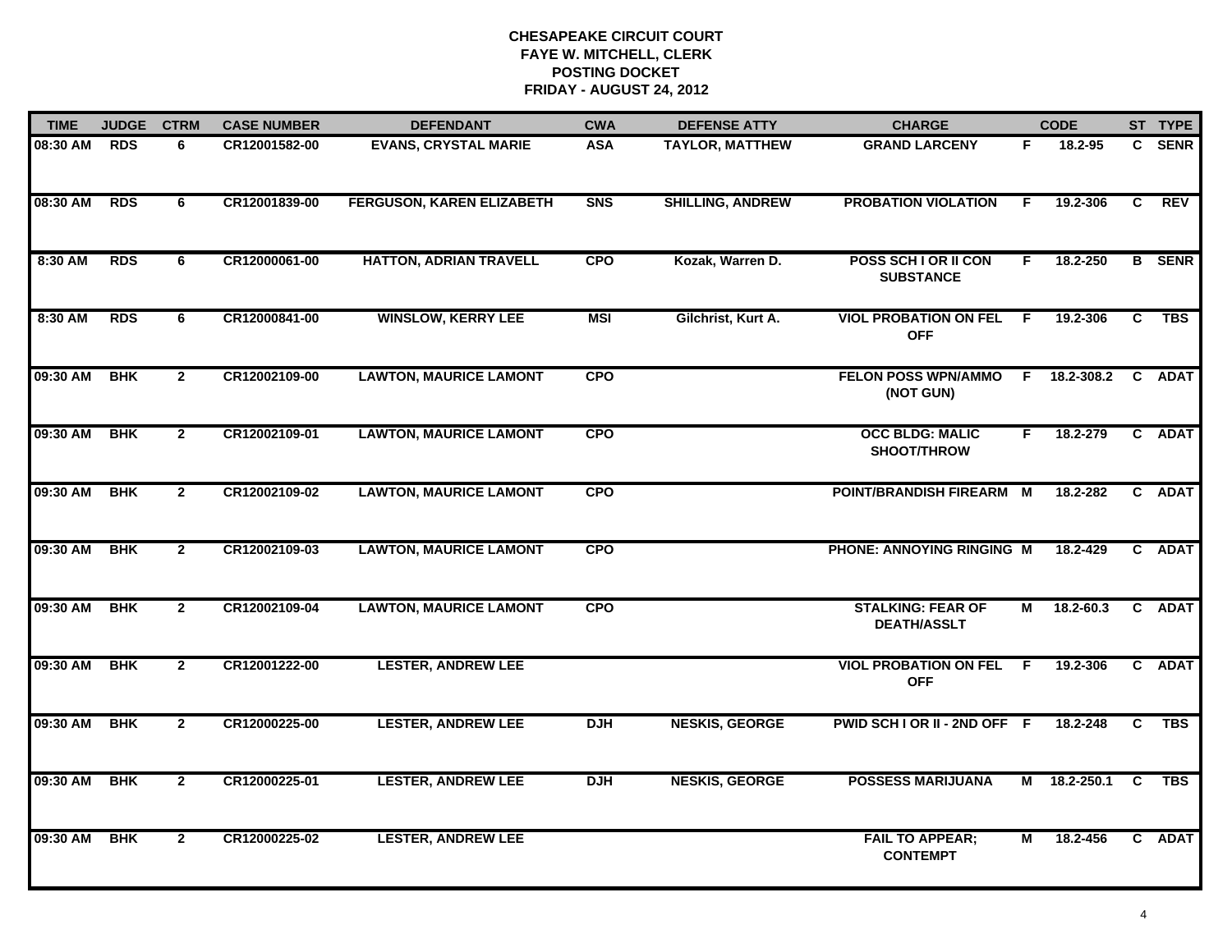# CHESAPEAKE CIRCUIT COURT
## FAYE W. MITCHELL, CLERK
## POSTING DOCKET
## FRIDAY - AUGUST 24, 2012

| TIME | JUDGE | CTRM | CASE NUMBER | DEFENDANT | CWA | DEFENSE ATTY | CHARGE | | CODE | ST | TYPE |
|---|---|---|---|---|---|---|---|---|---|---|---|
| 08:30 AM | RDS | 6 | CR12001582-00 | EVANS, CRYSTAL MARIE | ASA | TAYLOR, MATTHEW | GRAND LARCENY | F | 18.2-95 | C | SENR |
| 08:30 AM | RDS | 6 | CR12001839-00 | FERGUSON, KAREN ELIZABETH | SNS | SHILLING, ANDREW | PROBATION VIOLATION | F | 19.2-306 | C | REV |
| 8:30 AM | RDS | 6 | CR12000061-00 | HATTON, ADRIAN TRAVELL | CPO | Kozak, Warren D. | POSS SCH I OR II CON SUBSTANCE | F | 18.2-250 | B | SENR |
| 8:30 AM | RDS | 6 | CR12000841-00 | WINSLOW, KERRY LEE | MSI | Gilchrist, Kurt A. | VIOL PROBATION ON FEL OFF | F | 19.2-306 | C | TBS |
| 09:30 AM | BHK | 2 | CR12002109-00 | LAWTON, MAURICE LAMONT | CPO | | FELON POSS WPN/AMMO (NOT GUN) | F | 18.2-308.2 | C | ADAT |
| 09:30 AM | BHK | 2 | CR12002109-01 | LAWTON, MAURICE LAMONT | CPO | | OCC BLDG: MALIC SHOOT/THROW | F | 18.2-279 | C | ADAT |
| 09:30 AM | BHK | 2 | CR12002109-02 | LAWTON, MAURICE LAMONT | CPO | | POINT/BRANDISH FIREARM | M | 18.2-282 | C | ADAT |
| 09:30 AM | BHK | 2 | CR12002109-03 | LAWTON, MAURICE LAMONT | CPO | | PHONE: ANNOYING RINGING | M | 18.2-429 | C | ADAT |
| 09:30 AM | BHK | 2 | CR12002109-04 | LAWTON, MAURICE LAMONT | CPO | | STALKING: FEAR OF DEATH/ASSLT | M | 18.2-60.3 | C | ADAT |
| 09:30 AM | BHK | 2 | CR12001222-00 | LESTER, ANDREW LEE | | | VIOL PROBATION ON FEL OFF | F | 19.2-306 | C | ADAT |
| 09:30 AM | BHK | 2 | CR12000225-00 | LESTER, ANDREW LEE | DJH | NESKIS, GEORGE | PWID SCH I OR II - 2ND OFF | F | 18.2-248 | C | TBS |
| 09:30 AM | BHK | 2 | CR12000225-01 | LESTER, ANDREW LEE | DJH | NESKIS, GEORGE | POSSESS MARIJUANA | M | 18.2-250.1 | C | TBS |
| 09:30 AM | BHK | 2 | CR12000225-02 | LESTER, ANDREW LEE | | | FAIL TO APPEAR; CONTEMPT | M | 18.2-456 | C | ADAT |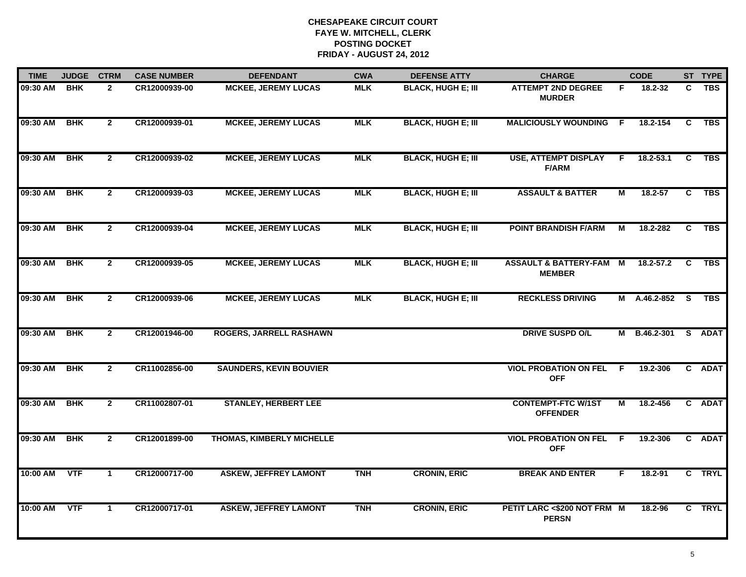# CHESAPEAKE CIRCUIT COURT
## FAYE W. MITCHELL, CLERK
## POSTING DOCKET
## FRIDAY - AUGUST 24, 2012

| TIME | JUDGE | CTRM | CASE NUMBER | DEFENDANT | CWA | DEFENSE ATTY | CHARGE | | CODE | ST | TYPE |
|---|---|---|---|---|---|---|---|---|---|---|---|
| 09:30 AM | BHK | 2 | CR12000939-00 | MCKEE, JEREMY LUCAS | MLK | BLACK, HUGH E; III | ATTEMPT 2ND DEGREE MURDER | F | 18.2-32 | C | TBS |
| 09:30 AM | BHK | 2 | CR12000939-01 | MCKEE, JEREMY LUCAS | MLK | BLACK, HUGH E; III | MALICIOUSLY WOUNDING | F | 18.2-154 | C | TBS |
| 09:30 AM | BHK | 2 | CR12000939-02 | MCKEE, JEREMY LUCAS | MLK | BLACK, HUGH E; III | USE, ATTEMPT DISPLAY F/ARM | F | 18.2-53.1 | C | TBS |
| 09:30 AM | BHK | 2 | CR12000939-03 | MCKEE, JEREMY LUCAS | MLK | BLACK, HUGH E; III | ASSAULT & BATTER | M | 18.2-57 | C | TBS |
| 09:30 AM | BHK | 2 | CR12000939-04 | MCKEE, JEREMY LUCAS | MLK | BLACK, HUGH E; III | POINT BRANDISH F/ARM | M | 18.2-282 | C | TBS |
| 09:30 AM | BHK | 2 | CR12000939-05 | MCKEE, JEREMY LUCAS | MLK | BLACK, HUGH E; III | ASSAULT & BATTERY-FAM MEMBER | M | 18.2-57.2 | C | TBS |
| 09:30 AM | BHK | 2 | CR12000939-06 | MCKEE, JEREMY LUCAS | MLK | BLACK, HUGH E; III | RECKLESS DRIVING | M | A.46.2-852 | S | TBS |
| 09:30 AM | BHK | 2 | CR12001946-00 | ROGERS, JARRELL RASHAWN | | | DRIVE SUSPD O/L | M | B.46.2-301 | S | ADAT |
| 09:30 AM | BHK | 2 | CR11002856-00 | SAUNDERS, KEVIN BOUVIER | | | VIOL PROBATION ON FEL OFF | F | 19.2-306 | C | ADAT |
| 09:30 AM | BHK | 2 | CR11002807-01 | STANLEY, HERBERT LEE | | | CONTEMPT-FTC W/1ST OFFENDER | M | 18.2-456 | C | ADAT |
| 09:30 AM | BHK | 2 | CR12001899-00 | THOMAS, KIMBERLY MICHELLE | | | VIOL PROBATION ON FEL OFF | F | 19.2-306 | C | ADAT |
| 10:00 AM | VTF | 1 | CR12000717-00 | ASKEW, JEFFREY LAMONT | TNH | CRONIN, ERIC | BREAK AND ENTER | F | 18.2-91 | C | TRYL |
| 10:00 AM | VTF | 1 | CR12000717-01 | ASKEW, JEFFREY LAMONT | TNH | CRONIN, ERIC | PETIT LARC <$200 NOT FRM PERSN | M | 18.2-96 | C | TRYL |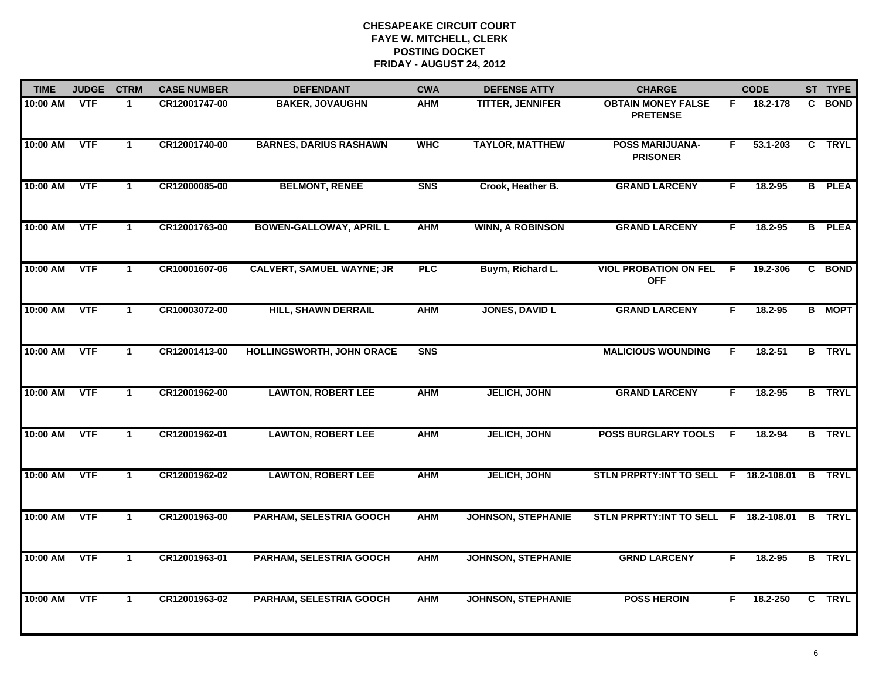# CHESAPEAKE CIRCUIT COURT
## FAYE W. MITCHELL, CLERK
## POSTING DOCKET
## FRIDAY - AUGUST 24, 2012

| TIME | JUDGE | CTRM | CASE NUMBER | DEFENDANT | CWA | DEFENSE ATTY | CHARGE | | CODE | ST | TYPE |
|---|---|---|---|---|---|---|---|---|---|---|---|
| 10:00 AM | VTF | 1 | CR12001747-00 | BAKER, JOVAUGHN | AHM | TITTER, JENNIFER | OBTAIN MONEY FALSE PRETENSE | F | 18.2-178 | C | BOND |
| 10:00 AM | VTF | 1 | CR12001740-00 | BARNES, DARIUS RASHAWN | WHC | TAYLOR, MATTHEW | POSS MARIJUANA-PRISONER | F | 53.1-203 | C | TRYL |
| 10:00 AM | VTF | 1 | CR12000085-00 | BELMONT, RENEE | SNS | Crook, Heather B. | GRAND LARCENY | F | 18.2-95 | B | PLEA |
| 10:00 AM | VTF | 1 | CR12001763-00 | BOWEN-GALLOWAY, APRIL L | AHM | WINN, A ROBINSON | GRAND LARCENY | F | 18.2-95 | B | PLEA |
| 10:00 AM | VTF | 1 | CR10001607-06 | CALVERT, SAMUEL WAYNE; JR | PLC | Buyrn, Richard L. | VIOL PROBATION ON FEL OFF | F | 19.2-306 | C | BOND |
| 10:00 AM | VTF | 1 | CR10003072-00 | HILL, SHAWN DERRAIL | AHM | JONES, DAVID L | GRAND LARCENY | F | 18.2-95 | B | MOPT |
| 10:00 AM | VTF | 1 | CR12001413-00 | HOLLINGSWORTH, JOHN ORACE | SNS | | MALICIOUS WOUNDING | F | 18.2-51 | B | TRYL |
| 10:00 AM | VTF | 1 | CR12001962-00 | LAWTON, ROBERT LEE | AHM | JELICH, JOHN | GRAND LARCENY | F | 18.2-95 | B | TRYL |
| 10:00 AM | VTF | 1 | CR12001962-01 | LAWTON, ROBERT LEE | AHM | JELICH, JOHN | POSS BURGLARY TOOLS | F | 18.2-94 | B | TRYL |
| 10:00 AM | VTF | 1 | CR12001962-02 | LAWTON, ROBERT LEE | AHM | JELICH, JOHN | STLN PRPRTY:INT TO SELL | F | 18.2-108.01 | B | TRYL |
| 10:00 AM | VTF | 1 | CR12001963-00 | PARHAM, SELESTRIA GOOCH | AHM | JOHNSON, STEPHANIE | STLN PRPRTY:INT TO SELL | F | 18.2-108.01 | B | TRYL |
| 10:00 AM | VTF | 1 | CR12001963-01 | PARHAM, SELESTRIA GOOCH | AHM | JOHNSON, STEPHANIE | GRND LARCENY | F | 18.2-95 | B | TRYL |
| 10:00 AM | VTF | 1 | CR12001963-02 | PARHAM, SELESTRIA GOOCH | AHM | JOHNSON, STEPHANIE | POSS HEROIN | F | 18.2-250 | C | TRYL |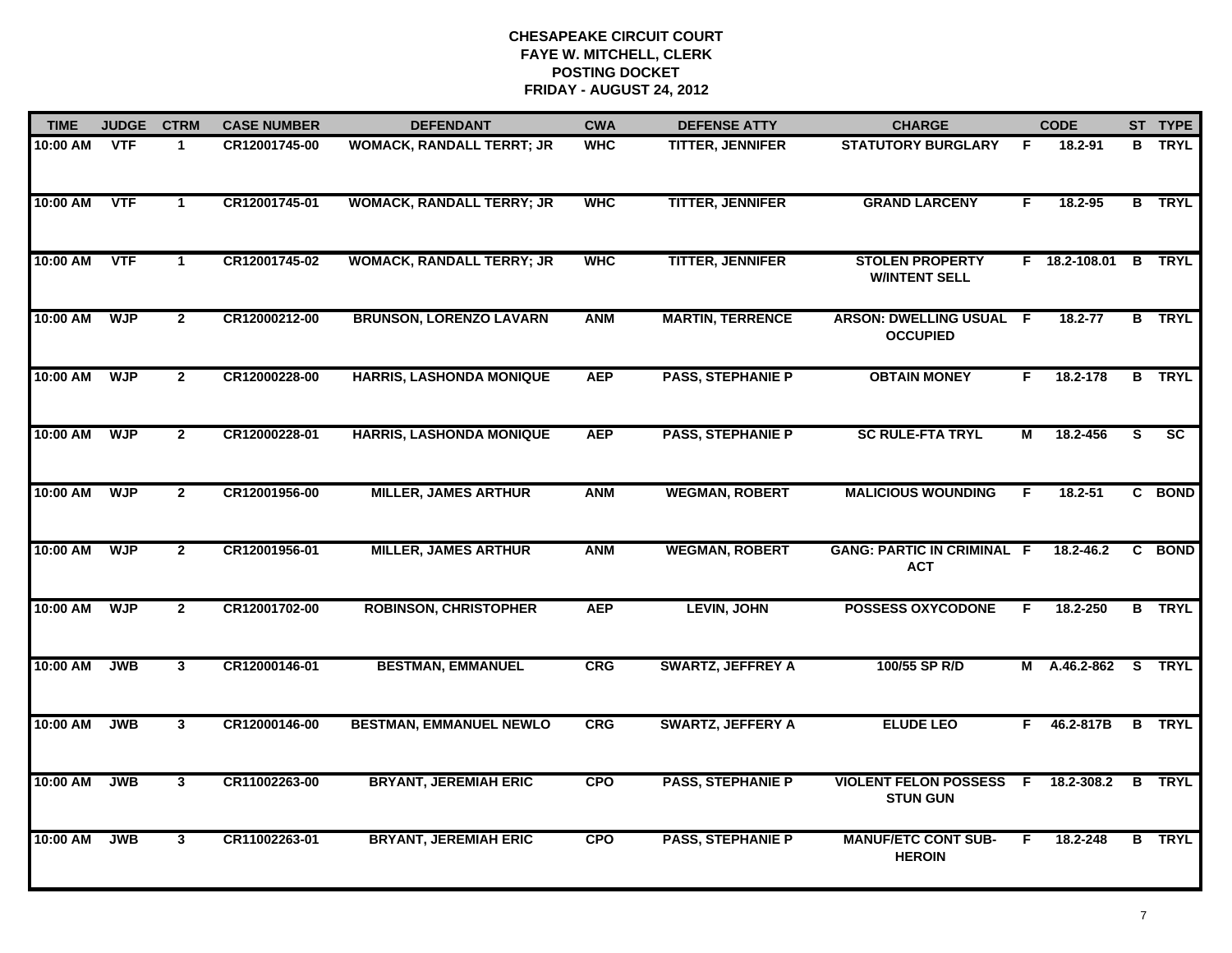**CHESAPEAKE CIRCUIT COURT**
**FAYE W. MITCHELL, CLERK**
**POSTING DOCKET**
**FRIDAY - AUGUST 24, 2012**

| TIME | JUDGE | CTRM | CASE NUMBER | DEFENDANT | CWA | DEFENSE ATTY | CHARGE | | CODE | ST | TYPE |
|---|---|---|---|---|---|---|---|---|---|---|---|
| 10:00 AM | VTF | 1 | CR12001745-00 | WOMACK, RANDALL TERRT; JR | WHC | TITTER, JENNIFER | STATUTORY BURGLARY | F | 18.2-91 | B | TRYL |
| 10:00 AM | VTF | 1 | CR12001745-01 | WOMACK, RANDALL TERRY; JR | WHC | TITTER, JENNIFER | GRAND LARCENY | F | 18.2-95 | B | TRYL |
| 10:00 AM | VTF | 1 | CR12001745-02 | WOMACK, RANDALL TERRY; JR | WHC | TITTER, JENNIFER | STOLEN PROPERTY W/INTENT SELL | F | 18.2-108.01 | B | TRYL |
| 10:00 AM | WJP | 2 | CR12000212-00 | BRUNSON, LORENZO LAVARN | ANM | MARTIN, TERRENCE | ARSON: DWELLING USUAL OCCUPIED | F | 18.2-77 | B | TRYL |
| 10:00 AM | WJP | 2 | CR12000228-00 | HARRIS, LASHONDA MONIQUE | AEP | PASS, STEPHANIE P | OBTAIN MONEY | F | 18.2-178 | B | TRYL |
| 10:00 AM | WJP | 2 | CR12000228-01 | HARRIS, LASHONDA MONIQUE | AEP | PASS, STEPHANIE P | SC RULE-FTA TRYL | M | 18.2-456 | S | SC |
| 10:00 AM | WJP | 2 | CR12001956-00 | MILLER, JAMES ARTHUR | ANM | WEGMAN, ROBERT | MALICIOUS WOUNDING | F | 18.2-51 | C | BOND |
| 10:00 AM | WJP | 2 | CR12001956-01 | MILLER, JAMES ARTHUR | ANM | WEGMAN, ROBERT | GANG: PARTIC IN CRIMINAL ACT | F | 18.2-46.2 | C | BOND |
| 10:00 AM | WJP | 2 | CR12001702-00 | ROBINSON, CHRISTOPHER | AEP | LEVIN, JOHN | POSSESS OXYCODONE | F | 18.2-250 | B | TRYL |
| 10:00 AM | JWB | 3 | CR12000146-01 | BESTMAN, EMMANUEL | CRG | SWARTZ, JEFFREY A | 100/55 SP R/D | M | A.46.2-862 | S | TRYL |
| 10:00 AM | JWB | 3 | CR12000146-00 | BESTMAN, EMMANUEL NEWLO | CRG | SWARTZ, JEFFERY A | ELUDE LEO | F | 46.2-817B | B | TRYL |
| 10:00 AM | JWB | 3 | CR11002263-00 | BRYANT, JEREMIAH ERIC | CPO | PASS, STEPHANIE P | VIOLENT FELON POSSESS STUN GUN | F | 18.2-308.2 | B | TRYL |
| 10:00 AM | JWB | 3 | CR11002263-01 | BRYANT, JEREMIAH ERIC | CPO | PASS, STEPHANIE P | MANUF/ETC CONT SUB-HEROIN | F | 18.2-248 | B | TRYL |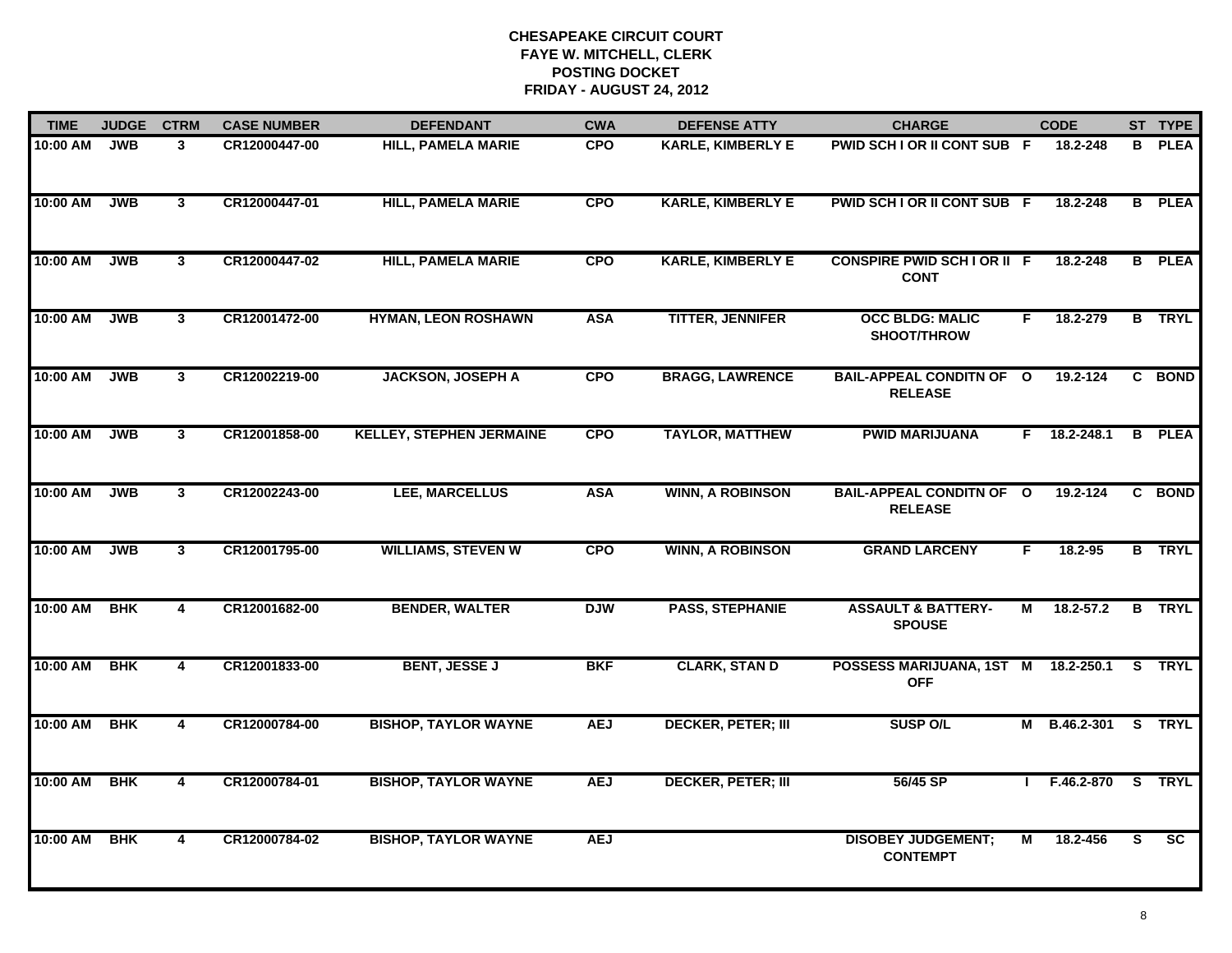# CHESAPEAKE CIRCUIT COURT
## FAYE W. MITCHELL, CLERK
## POSTING DOCKET
## FRIDAY - AUGUST 24, 2012

| TIME | JUDGE | CTRM | CASE NUMBER | DEFENDANT | CWA | DEFENSE ATTY | CHARGE | | CODE | ST | TYPE |
|---|---|---|---|---|---|---|---|---|---|---|---|
| 10:00 AM | JWB | 3 | CR12000447-00 | HILL, PAMELA MARIE | CPO | KARLE, KIMBERLY E | PWID SCH I OR II CONT SUB | F | 18.2-248 | B | PLEA |
| 10:00 AM | JWB | 3 | CR12000447-01 | HILL, PAMELA MARIE | CPO | KARLE, KIMBERLY E | PWID SCH I OR II CONT SUB | F | 18.2-248 | B | PLEA |
| 10:00 AM | JWB | 3 | CR12000447-02 | HILL, PAMELA MARIE | CPO | KARLE, KIMBERLY E | CONSPIRE PWID SCH I OR II CONT | F | 18.2-248 | B | PLEA |
| 10:00 AM | JWB | 3 | CR12001472-00 | HYMAN, LEON ROSHAWN | ASA | TITTER, JENNIFER | OCC BLDG: MALIC SHOOT/THROW | F | 18.2-279 | B | TRYL |
| 10:00 AM | JWB | 3 | CR12002219-00 | JACKSON, JOSEPH A | CPO | BRAGG, LAWRENCE | BAIL-APPEAL CONDITN OF RELEASE | O | 19.2-124 | C | BOND |
| 10:00 AM | JWB | 3 | CR12001858-00 | KELLEY, STEPHEN JERMAINE | CPO | TAYLOR, MATTHEW | PWID MARIJUANA | F | 18.2-248.1 | B | PLEA |
| 10:00 AM | JWB | 3 | CR12002243-00 | LEE, MARCELLUS | ASA | WINN, A ROBINSON | BAIL-APPEAL CONDITN OF RELEASE | O | 19.2-124 | C | BOND |
| 10:00 AM | JWB | 3 | CR12001795-00 | WILLIAMS, STEVEN W | CPO | WINN, A ROBINSON | GRAND LARCENY | F | 18.2-95 | B | TRYL |
| 10:00 AM | BHK | 4 | CR12001682-00 | BENDER, WALTER | DJW | PASS, STEPHANIE | ASSAULT & BATTERY-SPOUSE | M | 18.2-57.2 | B | TRYL |
| 10:00 AM | BHK | 4 | CR12001833-00 | BENT, JESSE J | BKF | CLARK, STAN D | POSSESS MARIJUANA, 1ST OFF | M | 18.2-250.1 | S | TRYL |
| 10:00 AM | BHK | 4 | CR12000784-00 | BISHOP, TAYLOR WAYNE | AEJ | DECKER, PETER; III | SUSP O/L | M | B.46.2-301 | S | TRYL |
| 10:00 AM | BHK | 4 | CR12000784-01 | BISHOP, TAYLOR WAYNE | AEJ | DECKER, PETER; III | 56/45 SP | I | F.46.2-870 | S | TRYL |
| 10:00 AM | BHK | 4 | CR12000784-02 | BISHOP, TAYLOR WAYNE | AEJ | | DISOBEY JUDGEMENT; CONTEMPT | M | 18.2-456 | S | SC |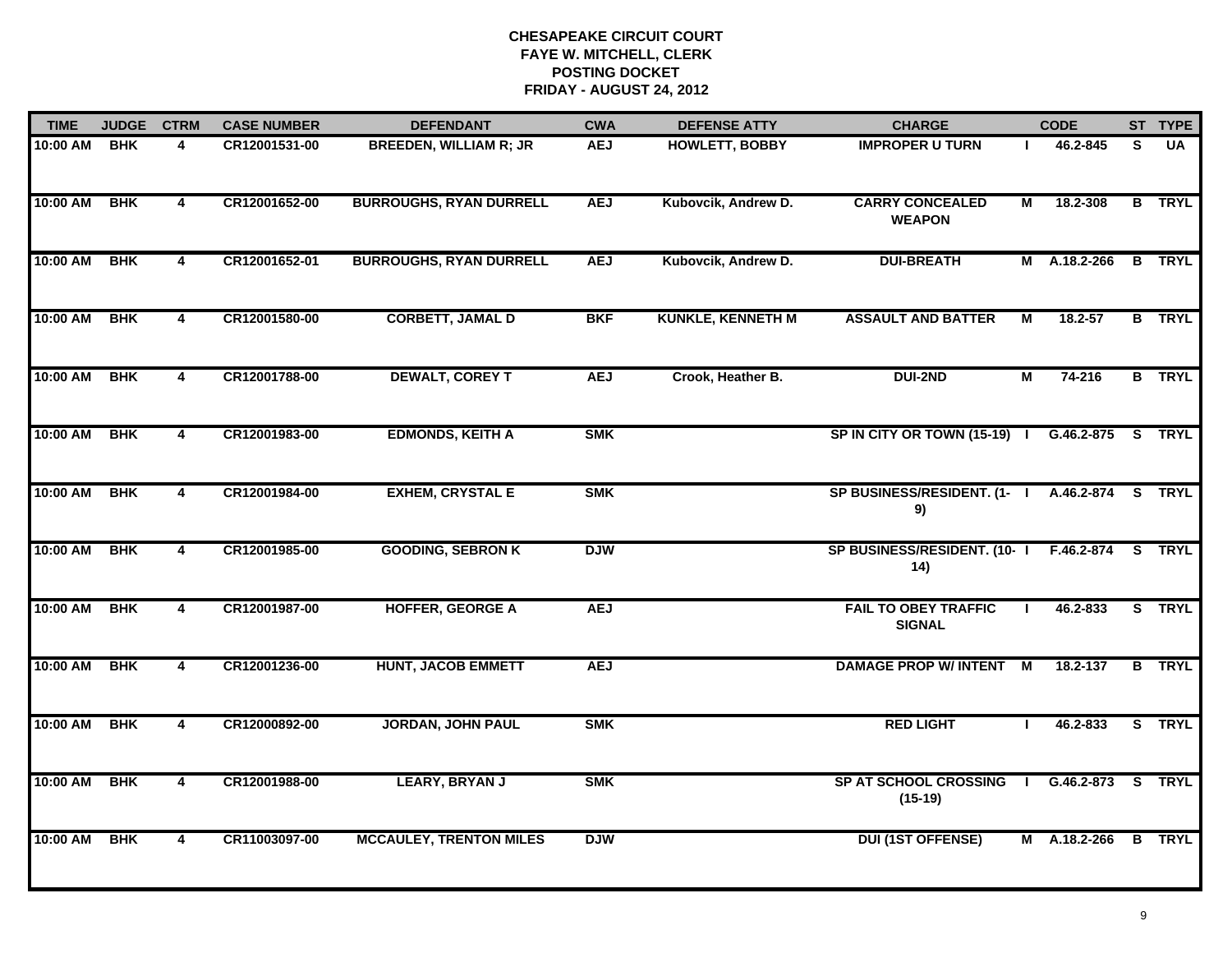**CHESAPEAKE CIRCUIT COURT**
**FAYE W. MITCHELL, CLERK**
**POSTING DOCKET**
**FRIDAY - AUGUST 24, 2012**

| TIME | JUDGE | CTRM | CASE NUMBER | DEFENDANT | CWA | DEFENSE ATTY | CHARGE | | CODE | ST | TYPE |
|---|---|---|---|---|---|---|---|---|---|---|---|
| 10:00 AM | BHK | 4 | CR12001531-00 | BREEDEN, WILLIAM R; JR | AEJ | HOWLETT, BOBBY | IMPROPER U TURN | I | 46.2-845 | S | UA |
| 10:00 AM | BHK | 4 | CR12001652-00 | BURROUGHS, RYAN DURRELL | AEJ | Kubovcik, Andrew D. | CARRY CONCEALED WEAPON | M | 18.2-308 | B | TRYL |
| 10:00 AM | BHK | 4 | CR12001652-01 | BURROUGHS, RYAN DURRELL | AEJ | Kubovcik, Andrew D. | DUI-BREATH | M | A.18.2-266 | B | TRYL |
| 10:00 AM | BHK | 4 | CR12001580-00 | CORBETT, JAMAL D | BKF | KUNKLE, KENNETH M | ASSAULT AND BATTER | M | 18.2-57 | B | TRYL |
| 10:00 AM | BHK | 4 | CR12001788-00 | DEWALT, COREY T | AEJ | Crook, Heather B. | DUI-2ND | M | 74-216 | B | TRYL |
| 10:00 AM | BHK | 4 | CR12001983-00 | EDMONDS, KEITH A | SMK | | SP IN CITY OR TOWN (15-19) | I | G.46.2-875 | S | TRYL |
| 10:00 AM | BHK | 4 | CR12001984-00 | EXHEM, CRYSTAL E | SMK | | SP BUSINESS/RESIDENT. (1-9) | I | A.46.2-874 | S | TRYL |
| 10:00 AM | BHK | 4 | CR12001985-00 | GOODING, SEBRON K | DJW | | SP BUSINESS/RESIDENT. (10-14) | I | F.46.2-874 | S | TRYL |
| 10:00 AM | BHK | 4 | CR12001987-00 | HOFFER, GEORGE A | AEJ | | FAIL TO OBEY TRAFFIC SIGNAL | I | 46.2-833 | S | TRYL |
| 10:00 AM | BHK | 4 | CR12001236-00 | HUNT, JACOB EMMETT | AEJ | | DAMAGE PROP W/ INTENT | M | 18.2-137 | B | TRYL |
| 10:00 AM | BHK | 4 | CR12000892-00 | JORDAN, JOHN PAUL | SMK | | RED LIGHT | I | 46.2-833 | S | TRYL |
| 10:00 AM | BHK | 4 | CR12001988-00 | LEARY, BRYAN J | SMK | | SP AT SCHOOL CROSSING (15-19) | I | G.46.2-873 | S | TRYL |
| 10:00 AM | BHK | 4 | CR11003097-00 | MCCAULEY, TRENTON MILES | DJW | | DUI (1ST OFFENSE) | M | A.18.2-266 | B | TRYL |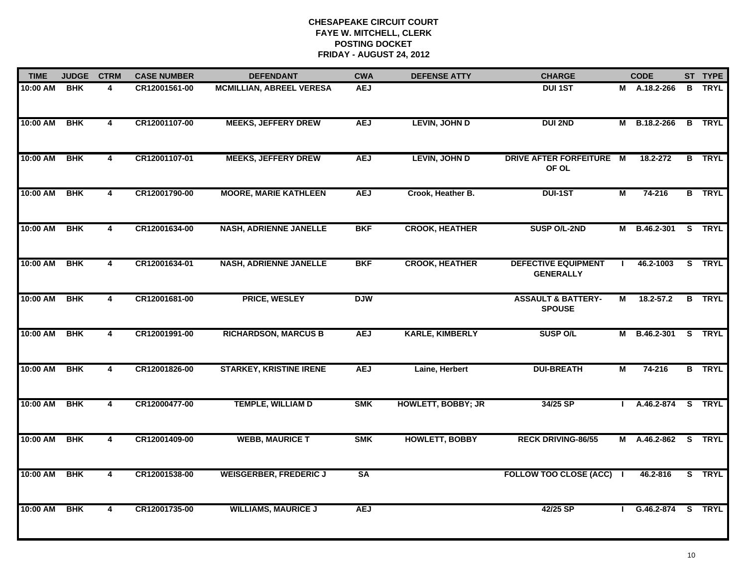# CHESAPEAKE CIRCUIT COURT
## FAYE W. MITCHELL, CLERK
## POSTING DOCKET
## FRIDAY - AUGUST 24, 2012

| TIME | JUDGE | CTRM | CASE NUMBER | DEFENDANT | CWA | DEFENSE ATTY | CHARGE | | CODE | ST | TYPE |
|---|---|---|---|---|---|---|---|---|---|---|---|
| 10:00 AM | BHK | 4 | CR12001561-00 | MCMILLIAN, ABREEL VERESA | AEJ | | DUI 1ST | M | A.18.2-266 | B | TRYL |
| 10:00 AM | BHK | 4 | CR12001107-00 | MEEKS, JEFFERY DREW | AEJ | LEVIN, JOHN D | DUI 2ND | M | B.18.2-266 | B | TRYL |
| 10:00 AM | BHK | 4 | CR12001107-01 | MEEKS, JEFFERY DREW | AEJ | LEVIN, JOHN D | DRIVE AFTER FORFEITURE OF OL | M | 18.2-272 | B | TRYL |
| 10:00 AM | BHK | 4 | CR12001790-00 | MOORE, MARIE KATHLEEN | AEJ | Crook, Heather B. | DUI-1ST | M | 74-216 | B | TRYL |
| 10:00 AM | BHK | 4 | CR12001634-00 | NASH, ADRIENNE JANELLE | BKF | CROOK, HEATHER | SUSP O/L-2ND | M | B.46.2-301 | S | TRYL |
| 10:00 AM | BHK | 4 | CR12001634-01 | NASH, ADRIENNE JANELLE | BKF | CROOK, HEATHER | DEFECTIVE EQUIPMENT GENERALLY | I | 46.2-1003 | S | TRYL |
| 10:00 AM | BHK | 4 | CR12001681-00 | PRICE, WESLEY | DJW | | ASSAULT & BATTERY-SPOUSE | M | 18.2-57.2 | B | TRYL |
| 10:00 AM | BHK | 4 | CR12001991-00 | RICHARDSON, MARCUS B | AEJ | KARLE, KIMBERLY | SUSP O/L | M | B.46.2-301 | S | TRYL |
| 10:00 AM | BHK | 4 | CR12001826-00 | STARKEY, KRISTINE IRENE | AEJ | Laine, Herbert | DUI-BREATH | M | 74-216 | B | TRYL |
| 10:00 AM | BHK | 4 | CR12000477-00 | TEMPLE, WILLIAM D | SMK | HOWLETT, BOBBY; JR | 34/25 SP | I | A.46.2-874 | S | TRYL |
| 10:00 AM | BHK | 4 | CR12001409-00 | WEBB, MAURICE T | SMK | HOWLETT, BOBBY | RECK DRIVING-86/55 | M | A.46.2-862 | S | TRYL |
| 10:00 AM | BHK | 4 | CR12001538-00 | WEISGERBER, FREDERIC J | SA | | FOLLOW TOO CLOSE (ACC) | I | 46.2-816 | S | TRYL |
| 10:00 AM | BHK | 4 | CR12001735-00 | WILLIAMS, MAURICE J | AEJ | | 42/25 SP | I | G.46.2-874 | S | TRYL |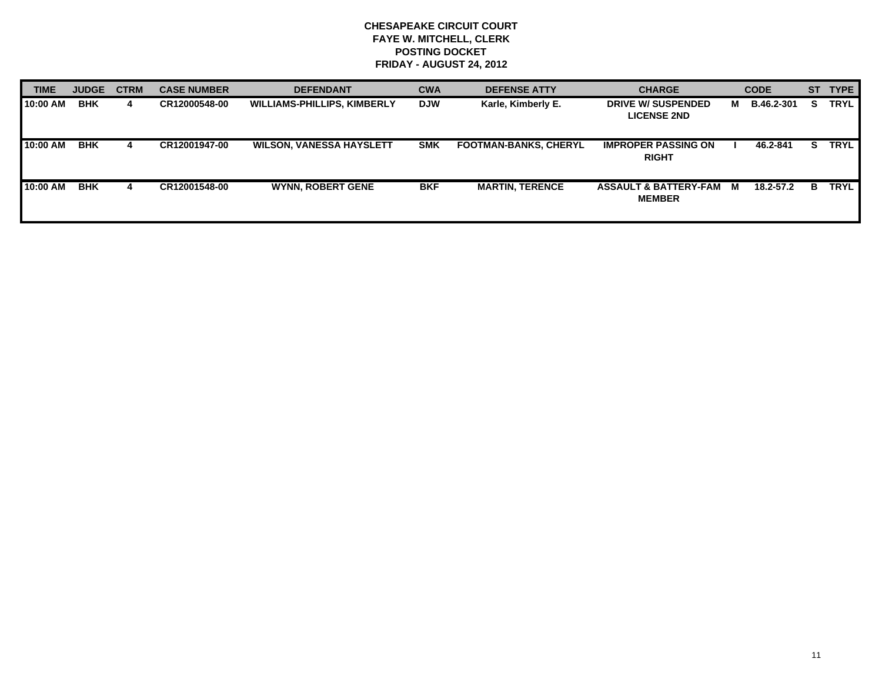**CHESAPEAKE CIRCUIT COURT**
**FAYE W. MITCHELL, CLERK**
**POSTING DOCKET**
**FRIDAY - AUGUST 24, 2012**

| TIME | JUDGE | CTRM | CASE NUMBER | DEFENDANT | CWA | DEFENSE ATTY | CHARGE | | CODE | ST | TYPE |
|---|---|---|---|---|---|---|---|---|---|---|---|
| 10:00 AM | BHK | 4 | CR12000548-00 | WILLIAMS-PHILLIPS, KIMBERLY | DJW | Karle, Kimberly E. | DRIVE W/ SUSPENDED LICENSE 2ND | M | B.46.2-301 | S | TRYL |
| 10:00 AM | BHK | 4 | CR12001947-00 | WILSON, VANESSA HAYSLETT | SMK | FOOTMAN-BANKS, CHERYL | IMPROPER PASSING ON RIGHT | I | 46.2-841 | S | TRYL |
| 10:00 AM | BHK | 4 | CR12001548-00 | WYNN, ROBERT GENE | BKF | MARTIN, TERENCE | ASSAULT & BATTERY-FAM MEMBER | M | 18.2-57.2 | B | TRYL |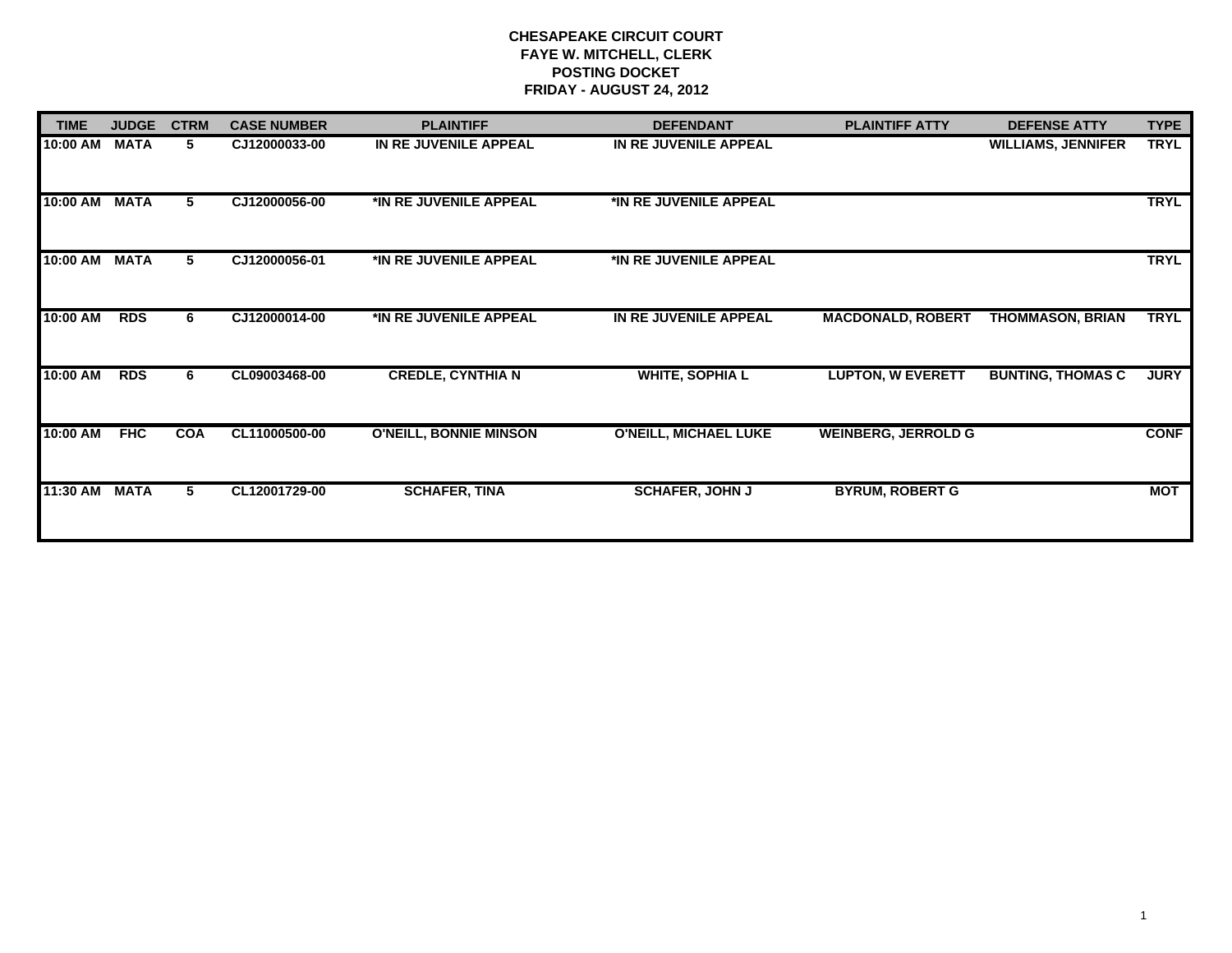**CHESAPEAKE CIRCUIT COURT**
**FAYE W. MITCHELL, CLERK**
**POSTING DOCKET**
**FRIDAY - AUGUST 24, 2012**

| TIME | JUDGE | CTRM | CASE NUMBER | PLAINTIFF | DEFENDANT | PLAINTIFF ATTY | DEFENSE ATTY | TYPE |
|---|---|---|---|---|---|---|---|---|
| 10:00 AM | MATA | 5 | CJ12000033-00 | IN RE JUVENILE APPEAL | IN RE JUVENILE APPEAL | | WILLIAMS, JENNIFER | TRYL |
| 10:00 AM | MATA | 5 | CJ12000056-00 | *IN RE JUVENILE APPEAL | *IN RE JUVENILE APPEAL | | | TRYL |
| 10:00 AM | MATA | 5 | CJ12000056-01 | *IN RE JUVENILE APPEAL | *IN RE JUVENILE APPEAL | | | TRYL |
| 10:00 AM | RDS | 6 | CJ12000014-00 | *IN RE JUVENILE APPEAL | IN RE JUVENILE APPEAL | MACDONALD, ROBERT | THOMMASON, BRIAN | TRYL |
| 10:00 AM | RDS | 6 | CL09003468-00 | CREDLE, CYNTHIA N | WHITE, SOPHIA L | LUPTON, W EVERETT | BUNTING, THOMAS C | JURY |
| 10:00 AM | FHC | COA | CL11000500-00 | O'NEILL, BONNIE MINSON | O'NEILL, MICHAEL LUKE | WEINBERG, JERROLD G | | CONF |
| 11:30 AM | MATA | 5 | CL12001729-00 | SCHAFER, TINA | SCHAFER, JOHN J | BYRUM, ROBERT G | | MOT |